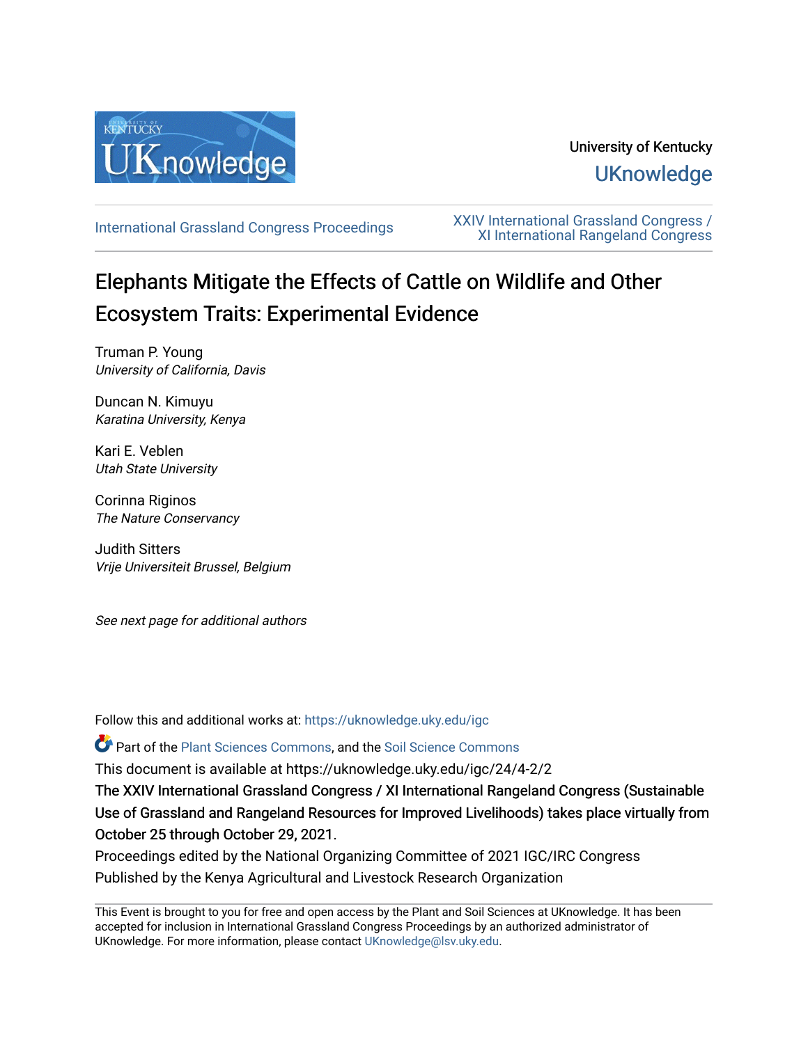University of Kentucky

UKnowledge

International Grassland Congress Proceedings

XXIV International Grassland Congress / XI International Rangeland Congress

# Elephants Mitigate the Effects of Cattle on Wildlife and Other Ecosystem Traits: Experimental Evidence

Truman P. Young
*University of California, Davis*

Duncan N. Kimuyu
*Karatina University, Kenya*

Kari E. Veblen
*Utah State University*

Corinna Riginos
*The Nature Conservancy*

Judith Sitters
*Vrije Universiteit Brussel, Belgium*

*See next page for additional authors*

Follow this and additional works at: https://uknowledge.uky.edu/igc

Part of the Plant Sciences Commons, and the Soil Science Commons

This document is available at https://uknowledge.uky.edu/igc/24/4-2/2

**The XXIV International Grassland Congress / XI International Rangeland Congress (Sustainable Use of Grassland and Rangeland Resources for Improved Livelihoods) takes place virtually from October 25 through October 29, 2021.**

Proceedings edited by the National Organizing Committee of 2021 IGC/IRC Congress
Published by the Kenya Agricultural and Livestock Research Organization

This Event is brought to you for free and open access by the Plant and Soil Sciences at UKnowledge. It has been accepted for inclusion in International Grassland Congress Proceedings by an authorized administrator of UKnowledge. For more information, please contact UKnowledge@lsv.uky.edu.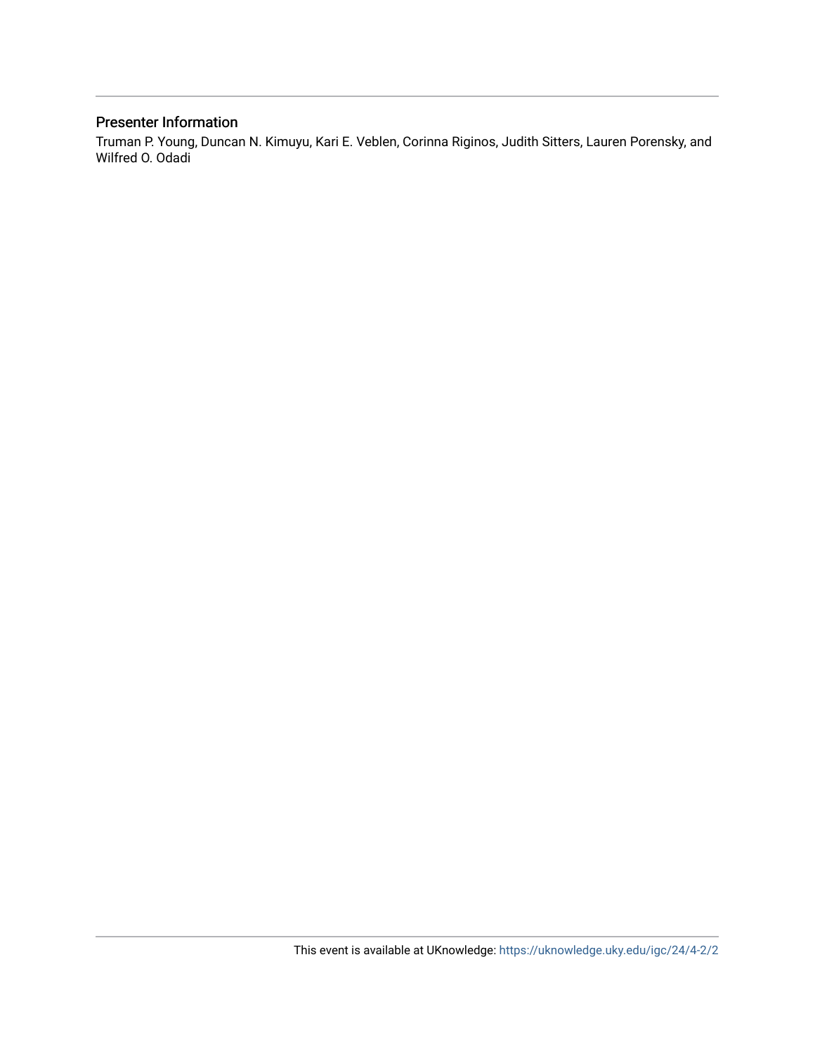## Presenter Information

Truman P. Young, Duncan N. Kimuyu, Kari E. Veblen, Corinna Riginos, Judith Sitters, Lauren Porensky, and Wilfred O. Odadi

This event is available at UKnowledge: https://uknowledge.uky.edu/igc/24/4-2/2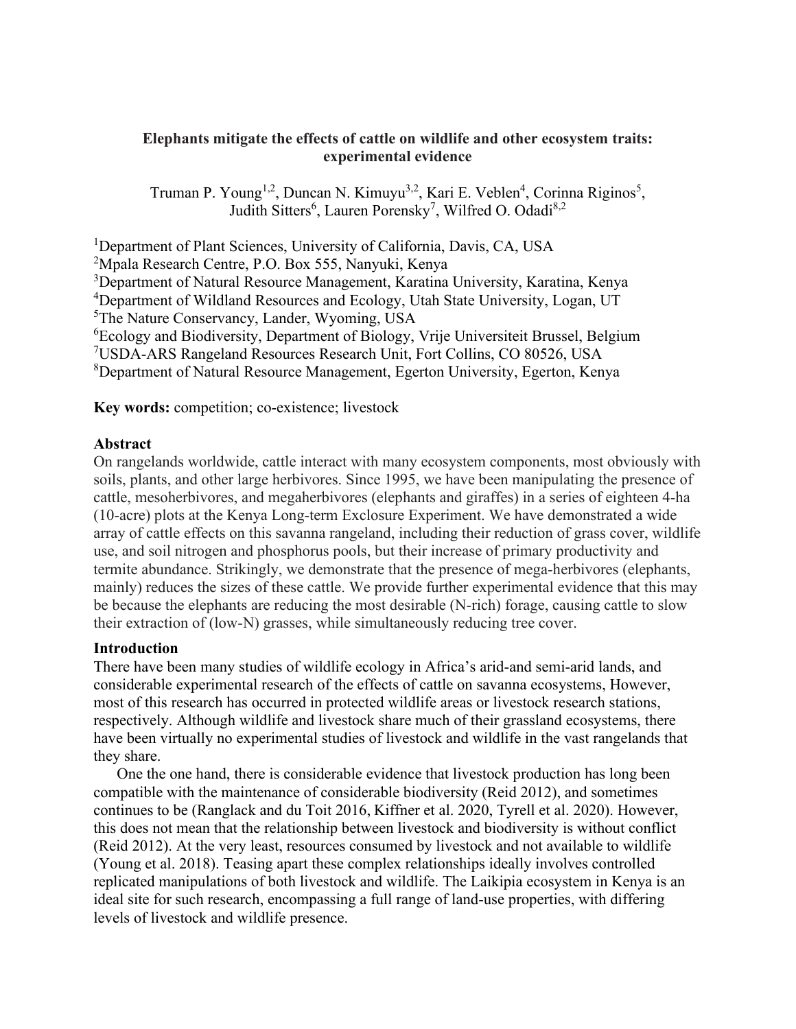**Elephants mitigate the effects of cattle on wildlife and other ecosystem traits: experimental evidence**

Truman P. Young[1,2], Duncan N. Kimuyu[3,2], Kari E. Veblen[4], Corinna Riginos[5], Judith Sitters[6], Lauren Porensky[7], Wilfred O. Odadi[8,2]

[1]Department of Plant Sciences, University of California, Davis, CA, USA
[2]Mpala Research Centre, P.O. Box 555, Nanyuki, Kenya
[3]Department of Natural Resource Management, Karatina University, Karatina, Kenya
[4]Department of Wildland Resources and Ecology, Utah State University, Logan, UT
[5]The Nature Conservancy, Lander, Wyoming, USA
[6]Ecology and Biodiversity, Department of Biology, Vrije Universiteit Brussel, Belgium
[7]USDA-ARS Rangeland Resources Research Unit, Fort Collins, CO 80526, USA
[8]Department of Natural Resource Management, Egerton University, Egerton, Kenya

**Key words:** competition; co-existence; livestock

**Abstract**

On rangelands worldwide, cattle interact with many ecosystem components, most obviously with soils, plants, and other large herbivores. Since 1995, we have been manipulating the presence of cattle, mesoherbivores, and megaherbivores (elephants and giraffes) in a series of eighteen 4-ha (10-acre) plots at the Kenya Long-term Exclosure Experiment. We have demonstrated a wide array of cattle effects on this savanna rangeland, including their reduction of grass cover, wildlife use, and soil nitrogen and phosphorus pools, but their increase of primary productivity and termite abundance. Strikingly, we demonstrate that the presence of mega-herbivores (elephants, mainly) reduces the sizes of these cattle. We provide further experimental evidence that this may be because the elephants are reducing the most desirable (N-rich) forage, causing cattle to slow their extraction of (low-N) grasses, while simultaneously reducing tree cover.

**Introduction**

There have been many studies of wildlife ecology in Africa's arid-and semi-arid lands, and considerable experimental research of the effects of cattle on savanna ecosystems, However, most of this research has occurred in protected wildlife areas or livestock research stations, respectively. Although wildlife and livestock share much of their grassland ecosystems, there have been virtually no experimental studies of livestock and wildlife in the vast rangelands that they share.

One the one hand, there is considerable evidence that livestock production has long been compatible with the maintenance of considerable biodiversity (Reid 2012), and sometimes continues to be (Ranglack and du Toit 2016, Kiffner et al. 2020, Tyrell et al. 2020). However, this does not mean that the relationship between livestock and biodiversity is without conflict (Reid 2012). At the very least, resources consumed by livestock and not available to wildlife (Young et al. 2018). Teasing apart these complex relationships ideally involves controlled replicated manipulations of both livestock and wildlife. The Laikipia ecosystem in Kenya is an ideal site for such research, encompassing a full range of land-use properties, with differing levels of livestock and wildlife presence.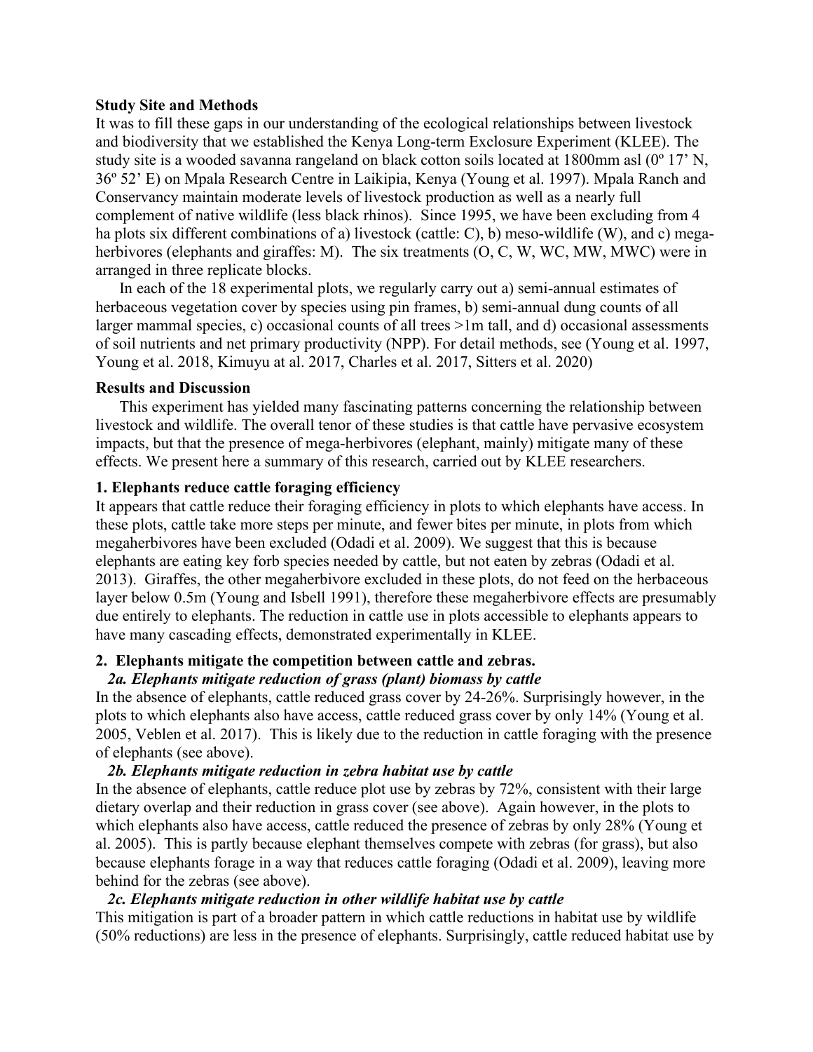**Study Site and Methods**

It was to fill these gaps in our understanding of the ecological relationships between livestock and biodiversity that we established the Kenya Long-term Exclosure Experiment (KLEE). The study site is a wooded savanna rangeland on black cotton soils located at 1800mm asl (0º 17' N, 36º 52' E) on Mpala Research Centre in Laikipia, Kenya (Young et al. 1997). Mpala Ranch and Conservancy maintain moderate levels of livestock production as well as a nearly full complement of native wildlife (less black rhinos). Since 1995, we have been excluding from 4 ha plots six different combinations of a) livestock (cattle: C), b) meso-wildlife (W), and c) mega-herbivores (elephants and giraffes: M). The six treatments (O, C, W, WC, MW, MWC) were in arranged in three replicate blocks.

In each of the 18 experimental plots, we regularly carry out a) semi-annual estimates of herbaceous vegetation cover by species using pin frames, b) semi-annual dung counts of all larger mammal species, c) occasional counts of all trees >1m tall, and d) occasional assessments of soil nutrients and net primary productivity (NPP). For detail methods, see (Young et al. 1997, Young et al. 2018, Kimuyu at al. 2017, Charles et al. 2017, Sitters et al. 2020)

**Results and Discussion**

This experiment has yielded many fascinating patterns concerning the relationship between livestock and wildlife. The overall tenor of these studies is that cattle have pervasive ecosystem impacts, but that the presence of mega-herbivores (elephant, mainly) mitigate many of these effects. We present here a summary of this research, carried out by KLEE researchers.

**1. Elephants reduce cattle foraging efficiency**

It appears that cattle reduce their foraging efficiency in plots to which elephants have access. In these plots, cattle take more steps per minute, and fewer bites per minute, in plots from which megaherbivores have been excluded (Odadi et al. 2009). We suggest that this is because elephants are eating key forb species needed by cattle, but not eaten by zebras (Odadi et al. 2013). Giraffes, the other megaherbivore excluded in these plots, do not feed on the herbaceous layer below 0.5m (Young and Isbell 1991), therefore these megaherbivore effects are presumably due entirely to elephants. The reduction in cattle use in plots accessible to elephants appears to have many cascading effects, demonstrated experimentally in KLEE.

**2. Elephants mitigate the competition between cattle and zebras.**

***2a. Elephants mitigate reduction of grass (plant) biomass by cattle***

In the absence of elephants, cattle reduced grass cover by 24-26%. Surprisingly however, in the plots to which elephants also have access, cattle reduced grass cover by only 14% (Young et al. 2005, Veblen et al. 2017). This is likely due to the reduction in cattle foraging with the presence of elephants (see above).

***2b. Elephants mitigate reduction in zebra habitat use by cattle***

In the absence of elephants, cattle reduce plot use by zebras by 72%, consistent with their large dietary overlap and their reduction in grass cover (see above). Again however, in the plots to which elephants also have access, cattle reduced the presence of zebras by only 28% (Young et al. 2005). This is partly because elephant themselves compete with zebras (for grass), but also because elephants forage in a way that reduces cattle foraging (Odadi et al. 2009), leaving more behind for the zebras (see above).

***2c. Elephants mitigate reduction in other wildlife habitat use by cattle***

This mitigation is part of a broader pattern in which cattle reductions in habitat use by wildlife (50% reductions) are less in the presence of elephants. Surprisingly, cattle reduced habitat use by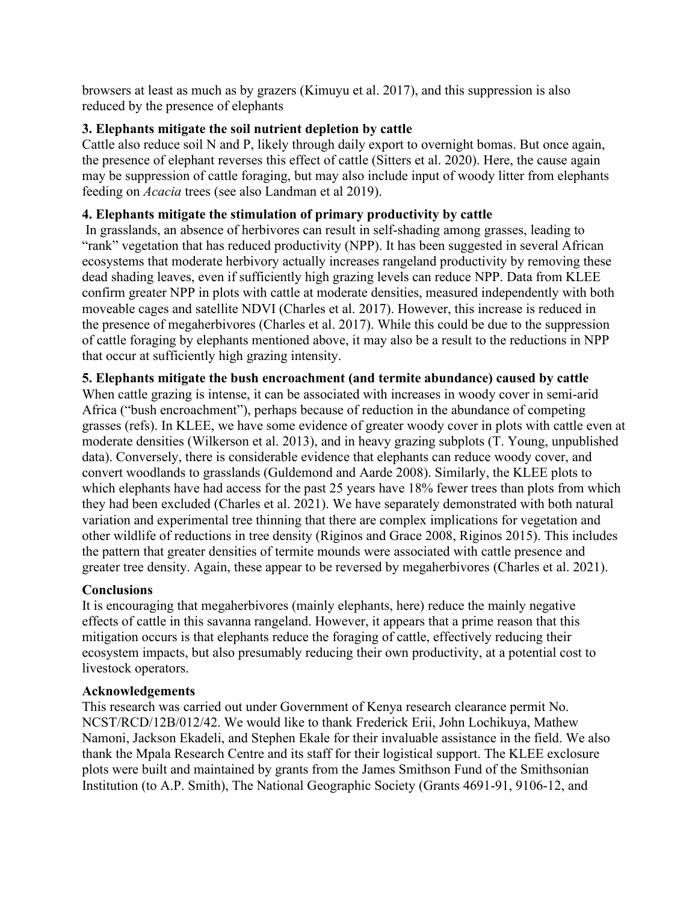browsers at least as much as by grazers (Kimuyu et al. 2017), and this suppression is also reduced by the presence of elephants

**3. Elephants mitigate the soil nutrient depletion by cattle**

Cattle also reduce soil N and P, likely through daily export to overnight bomas. But once again, the presence of elephant reverses this effect of cattle (Sitters et al. 2020). Here, the cause again may be suppression of cattle foraging, but may also include input of woody litter from elephants feeding on *Acacia* trees (see also Landman et al 2019).

**4. Elephants mitigate the stimulation of primary productivity by cattle**

In grasslands, an absence of herbivores can result in self-shading among grasses, leading to "rank" vegetation that has reduced productivity (NPP). It has been suggested in several African ecosystems that moderate herbivory actually increases rangeland productivity by removing these dead shading leaves, even if sufficiently high grazing levels can reduce NPP. Data from KLEE confirm greater NPP in plots with cattle at moderate densities, measured independently with both moveable cages and satellite NDVI (Charles et al. 2017). However, this increase is reduced in the presence of megaherbivores (Charles et al. 2017). While this could be due to the suppression of cattle foraging by elephants mentioned above, it may also be a result to the reductions in NPP that occur at sufficiently high grazing intensity.

**5. Elephants mitigate the bush encroachment (and termite abundance) caused by cattle**

When cattle grazing is intense, it can be associated with increases in woody cover in semi-arid Africa ("bush encroachment"), perhaps because of reduction in the abundance of competing grasses (refs). In KLEE, we have some evidence of greater woody cover in plots with cattle even at moderate densities (Wilkerson et al. 2013), and in heavy grazing subplots (T. Young, unpublished data). Conversely, there is considerable evidence that elephants can reduce woody cover, and convert woodlands to grasslands (Guldemond and Aarde 2008). Similarly, the KLEE plots to which elephants have had access for the past 25 years have 18% fewer trees than plots from which they had been excluded (Charles et al. 2021). We have separately demonstrated with both natural variation and experimental tree thinning that there are complex implications for vegetation and other wildlife of reductions in tree density (Riginos and Grace 2008, Riginos 2015). This includes the pattern that greater densities of termite mounds were associated with cattle presence and greater tree density. Again, these appear to be reversed by megaherbivores (Charles et al. 2021).

**Conclusions**

It is encouraging that megaherbivores (mainly elephants, here) reduce the mainly negative effects of cattle in this savanna rangeland. However, it appears that a prime reason that this mitigation occurs is that elephants reduce the foraging of cattle, effectively reducing their ecosystem impacts, but also presumably reducing their own productivity, at a potential cost to livestock operators.

**Acknowledgements**

This research was carried out under Government of Kenya research clearance permit No. NCST/RCD/12B/012/42. We would like to thank Frederick Erii, John Lochikuya, Mathew Namoni, Jackson Ekadeli, and Stephen Ekale for their invaluable assistance in the field. We also thank the Mpala Research Centre and its staff for their logistical support. The KLEE exclosure plots were built and maintained by grants from the James Smithson Fund of the Smithsonian Institution (to A.P. Smith), The National Geographic Society (Grants 4691-91, 9106-12, and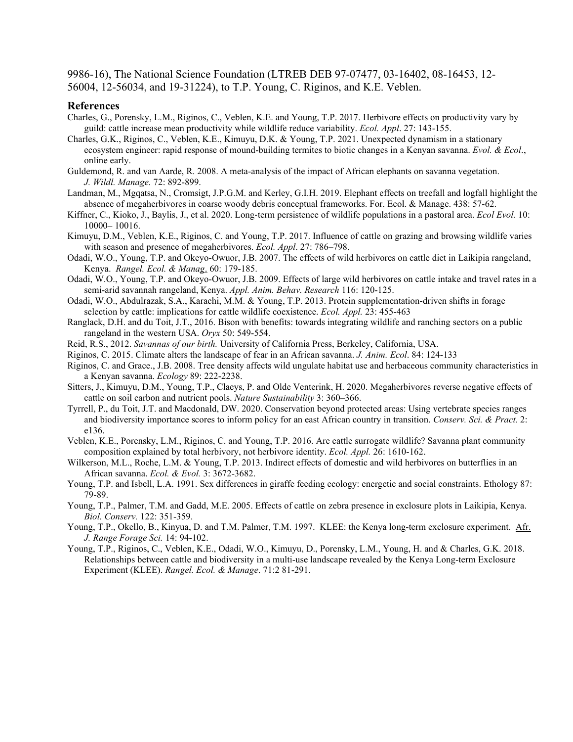9986-16), The National Science Foundation (LTREB DEB 97-07477, 03-16402, 08-16453, 12-56004, 12-56034, and 19-31224), to T.P. Young, C. Riginos, and K.E. Veblen.

## References

Charles, G., Porensky, L.M., Riginos, C., Veblen, K.E. and Young, T.P. 2017. Herbivore effects on productivity vary by guild: cattle increase mean productivity while wildlife reduce variability. *Ecol. Appl*. 27: 143-155.

Charles, G.K., Riginos, C., Veblen, K.E., Kimuyu, D.K. & Young, T.P. 2021. Unexpected dynamism in a stationary ecosystem engineer: rapid response of mound-building termites to biotic changes in a Kenyan savanna. *Evol. & Ecol*., online early.

Guldemond, R. and van Aarde, R. 2008. A meta-analysis of the impact of African elephants on savanna vegetation. *J. Wildl. Manage.* 72: 892-899.

Landman, M., Mgqatsa, N., Cromsigt, J.P.G.M. and Kerley, G.I.H. 2019. Elephant effects on treefall and logfall highlight the absence of megaherbivores in coarse woody debris conceptual frameworks. For. Ecol. & Manage. 438: 57-62.

Kiffner, C., Kioko, J., Baylis, J., et al. 2020. Long-term persistence of wildlife populations in a pastoral area. *Ecol Evol.* 10: 10000– 10016.

Kimuyu, D.M., Veblen, K.E., Riginos, C. and Young, T.P. 2017. Influence of cattle on grazing and browsing wildlife varies with season and presence of megaherbivores. *Ecol. Appl*. 27: 786–798.

Odadi, W.O., Young, T.P. and Okeyo-Owuor, J.B. 2007. The effects of wild herbivores on cattle diet in Laikipia rangeland, Kenya. *Rangel. Ecol. & Manag*. 60: 179-185.

Odadi, W.O., Young, T.P. and Okeyo-Owuor, J.B. 2009. Effects of large wild herbivores on cattle intake and travel rates in a semi-arid savannah rangeland, Kenya. *Appl. Anim. Behav. Research* 116: 120-125.

Odadi, W.O., Abdulrazak, S.A., Karachi, M.M. & Young, T.P. 2013. Protein supplementation-driven shifts in forage selection by cattle: implications for cattle wildlife coexistence. *Ecol. Appl.* 23: 455-463

Ranglack, D.H. and du Toit, J.T., 2016. Bison with benefits: towards integrating wildlife and ranching sectors on a public rangeland in the western USA. *Oryx* 50: 549-554.

Reid, R.S., 2012. *Savannas of our birth.* University of California Press, Berkeley, California, USA.

Riginos, C. 2015. Climate alters the landscape of fear in an African savanna. *J. Anim. Ecol*. 84: 124-133

Riginos, C. and Grace., J.B. 2008. Tree density affects wild ungulate habitat use and herbaceous community characteristics in a Kenyan savanna. *Ecology* 89: 222-2238.

Sitters, J., Kimuyu, D.M., Young, T.P., Claeys, P. and Olde Venterink, H. 2020. Megaherbivores reverse negative effects of cattle on soil carbon and nutrient pools. *Nature Sustainability* 3: 360–366.

Tyrrell, P., du Toit, J.T. and Macdonald, DW. 2020. Conservation beyond protected areas: Using vertebrate species ranges and biodiversity importance scores to inform policy for an east African country in transition. *Conserv. Sci. & Pract.* 2: e136.

Veblen, K.E., Porensky, L.M., Riginos, C. and Young, T.P. 2016. Are cattle surrogate wildlife? Savanna plant community composition explained by total herbivory, not herbivore identity. *Ecol. Appl.* 26: 1610-162.

Wilkerson, M.L., Roche, L.M. & Young, T.P. 2013. Indirect effects of domestic and wild herbivores on butterflies in an African savanna. *Ecol. & Evol.* 3: 3672-3682.

Young, T.P. and Isbell, L.A. 1991. Sex differences in giraffe feeding ecology: energetic and social constraints. Ethology 87: 79-89.

Young, T.P., Palmer, T.M. and Gadd, M.E. 2005. Effects of cattle on zebra presence in exclosure plots in Laikipia, Kenya. *Biol. Conserv.* 122: 351-359.

Young, T.P., Okello, B., Kinyua, D. and T.M. Palmer, T.M. 1997. KLEE: the Kenya long-term exclosure experiment. *Afr. J. Range Forage Sci.* 14: 94-102.

Young, T.P., Riginos, C., Veblen, K.E., Odadi, W.O., Kimuyu, D., Porensky, L.M., Young, H. and & Charles, G.K. 2018. Relationships between cattle and biodiversity in a multi-use landscape revealed by the Kenya Long-term Exclosure Experiment (KLEE). *Rangel. Ecol. & Manage*. 71:2 81-291.